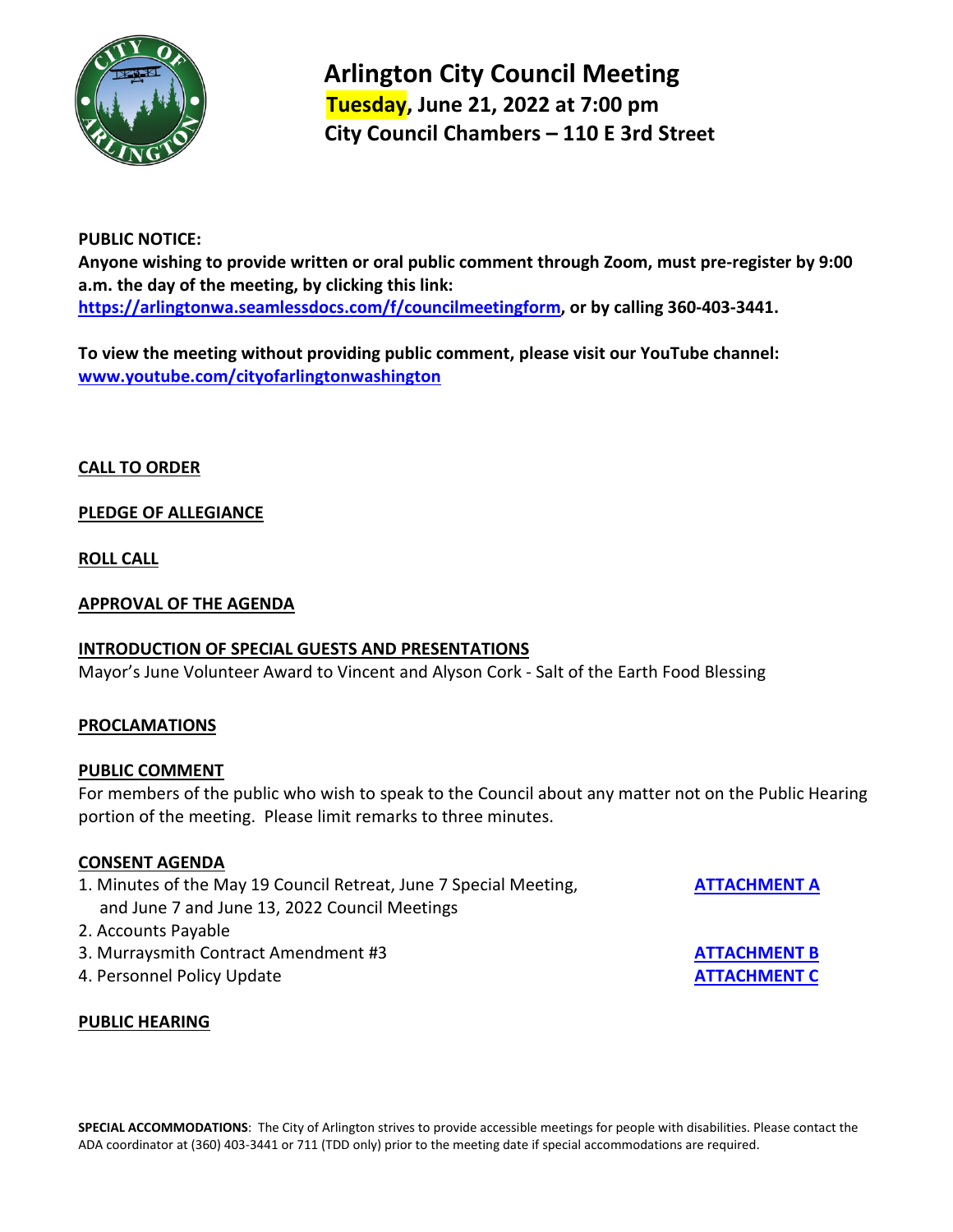# Arlington City Council Meeting

**Tuesday, June 21, 2022 at 7:00 pm**

**City Council Chambers – 110 E 3rd Street**

**PUBLIC NOTICE:**
**Anyone wishing to provide written or oral public comment through Zoom, must pre-register by 9:00 a.m. the day of the meeting, by clicking this link: [https://arlingtonwa.seamlessdocs.com/f/councilmeetingform](https://arlingtonwa.seamlessdocs.com/f/councilmeetingform), or by calling 360-403-3441.**

**To view the meeting without providing public comment, please visit our YouTube channel: [www.youtube.com/cityofarlingtonwashington](www.youtube.com/cityofarlingtonwashington)**

**CALL TO ORDER**

**PLEDGE OF ALLEGIANCE**

**ROLL CALL**

**APPROVAL OF THE AGENDA**

**INTRODUCTION OF SPECIAL GUESTS AND PRESENTATIONS**

Mayor's June Volunteer Award to Vincent and Alyson Cork - Salt of the Earth Food Blessing

**PROCLAMATIONS**

**PUBLIC COMMENT**

For members of the public who wish to speak to the Council about any matter not on the Public Hearing portion of the meeting. Please limit remarks to three minutes.

**CONSENT AGENDA**

1. Minutes of the May 19 Council Retreat, June 7 Special Meeting, and June 7 and June 13, 2022 Council Meetings — **ATTACHMENT A**
2. Accounts Payable
3. Murraysmith Contract Amendment #3 — **ATTACHMENT B**
4. Personnel Policy Update — **ATTACHMENT C**

**PUBLIC HEARING**

**SPECIAL ACCOMMODATIONS**: The City of Arlington strives to provide accessible meetings for people with disabilities. Please contact the ADA coordinator at (360) 403-3441 or 711 (TDD only) prior to the meeting date if special accommodations are required.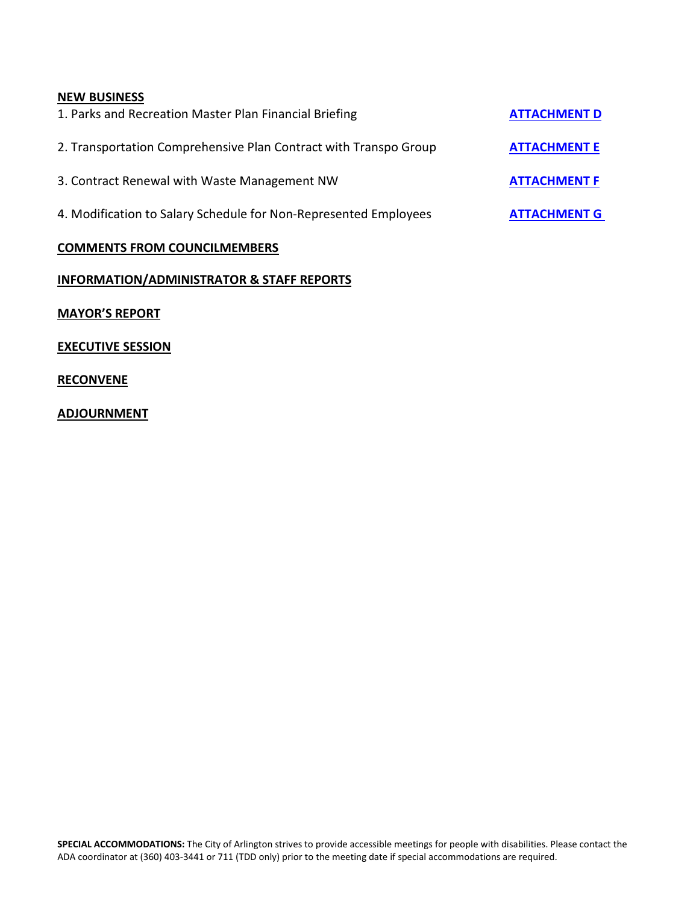**NEW BUSINESS**

1. Parks and Recreation Master Plan Financial Briefing **ATTACHMENT D**

2. Transportation Comprehensive Plan Contract with Transpo Group **ATTACHMENT E**

3. Contract Renewal with Waste Management NW **ATTACHMENT F**

4. Modification to Salary Schedule for Non-Represented Employees **ATTACHMENT G**

**COMMENTS FROM COUNCILMEMBERS**

**INFORMATION/ADMINISTRATOR & STAFF REPORTS**

**MAYOR'S REPORT**

**EXECUTIVE SESSION**

**RECONVENE**

**ADJOURNMENT**

**SPECIAL ACCOMMODATIONS:** The City of Arlington strives to provide accessible meetings for people with disabilities. Please contact the ADA coordinator at (360) 403-3441 or 711 (TDD only) prior to the meeting date if special accommodations are required.